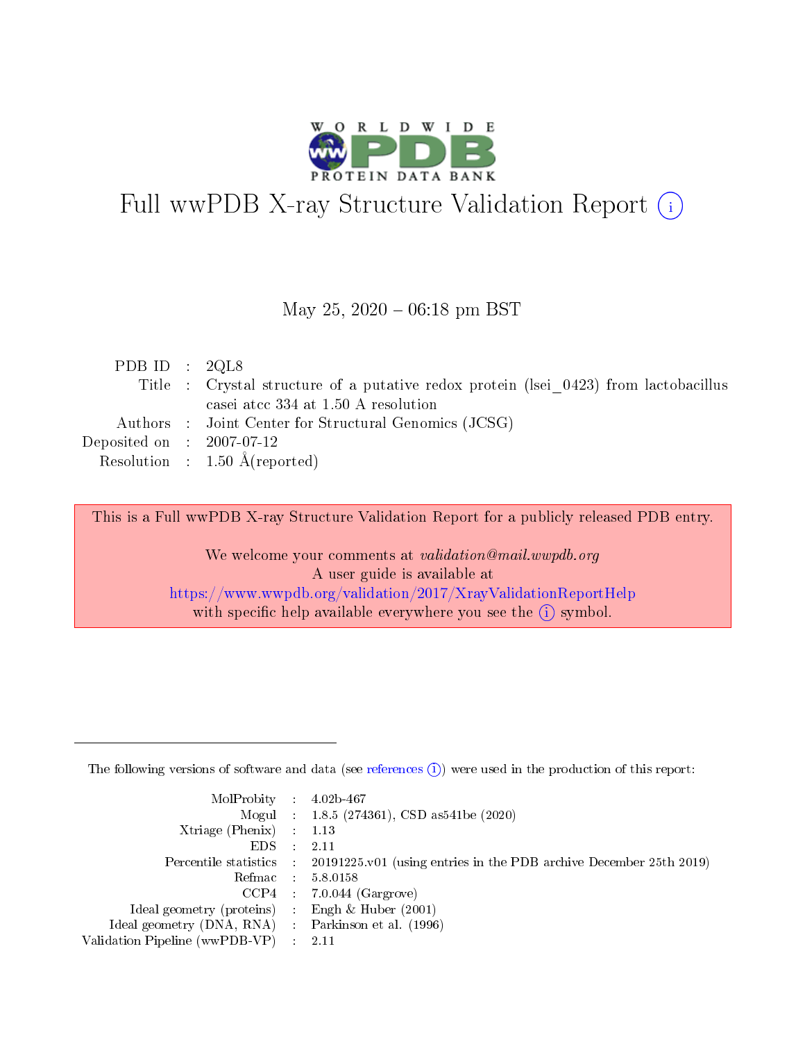# Full wwPDB X-ray Structure Validation Report (i)

May 25, 2020 – 06:18 pm BST

| | | |
|---|---|---|
| PDB ID | : | 2QL8 |
| Title | : | Crystal structure of a putative redox protein (lsei_0423) from lactobacillus casei atcc 334 at 1.50 A resolution |
| Authors | : | Joint Center for Structural Genomics (JCSG) |
| Deposited on | : | 2007-07-12 |
| Resolution | : | 1.50 Å(reported) |

This is a Full wwPDB X-ray Structure Validation Report for a publicly released PDB entry.

We welcome your comments at *validation@mail.wwpdb.org*
A user guide is available at
https://www.wwpdb.org/validation/2017/XrayValidationReportHelp
with specific help available everywhere you see the (i) symbol.

The following versions of software and data (see references (i)) were used in the production of this report:

| | | |
|---|---|---|
| MolProbity | : | 4.02b-467 |
| Mogul | : | 1.8.5 (274361), CSD as541be (2020) |
| Xtriage (Phenix) | : | 1.13 |
| EDS | : | 2.11 |
| Percentile statistics | : | 20191225.v01 (using entries in the PDB archive December 25th 2019) |
| Refmac | : | 5.8.0158 |
| CCP4 | : | 7.0.044 (Gargrove) |
| Ideal geometry (proteins) | : | Engh & Huber (2001) |
| Ideal geometry (DNA, RNA) | : | Parkinson et al. (1996) |
| Validation Pipeline (wwPDB-VP) | : | 2.11 |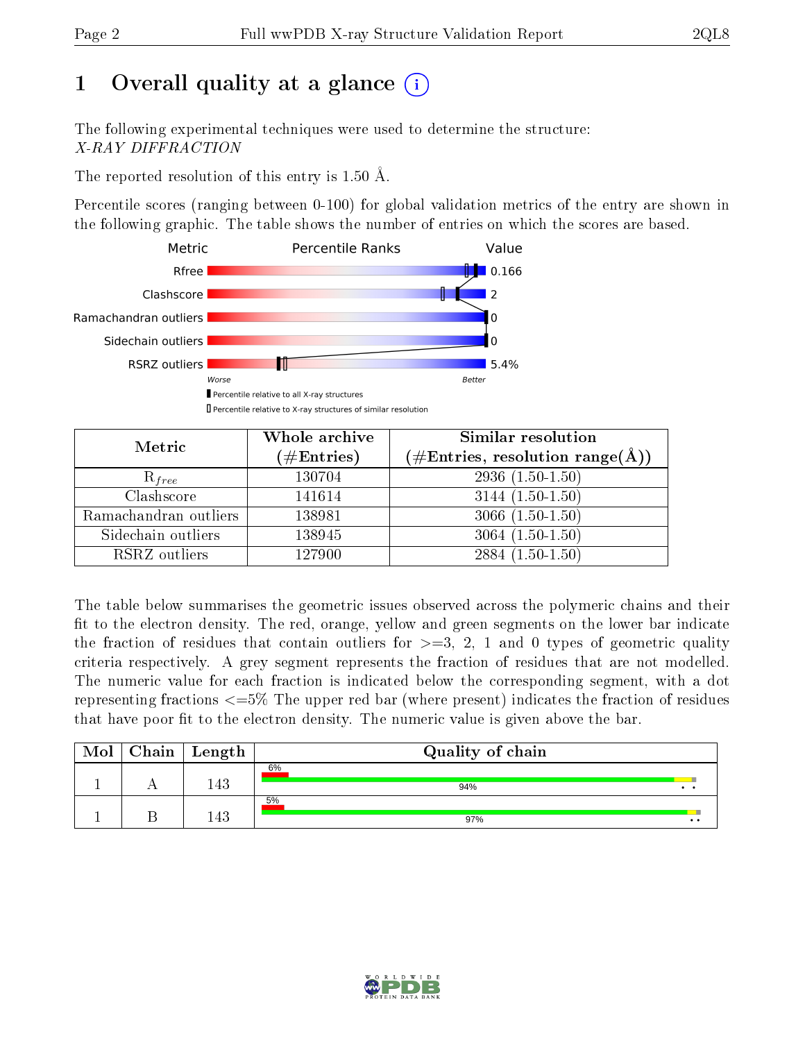# 1 Overall quality at a glance (i)

The following experimental techniques were used to determine the structure:
*X-RAY DIFFRACTION*

The reported resolution of this entry is 1.50 Å.

Percentile scores (ranging between 0-100) for global validation metrics of the entry are shown in the following graphic. The table shows the number of entries on which the scores are based.

Metric
Percentile Ranks
Value
Rfree 0.166
Clashscore 2
Ramachandran outliers 0
Sidechain outliers 0
RSRZ outliers 5.4%
Worse
Better
Percentile relative to all X-ray structures
Percentile relative to X-ray structures of similar resolution

| Metric | Whole archive (#Entries) | Similar resolution (#Entries, resolution range(Å)) |
|---|---|---|
| $R_{free}$ | 130704 | 2936 (1.50-1.50) |
| Clashscore | 141614 | 3144 (1.50-1.50) |
| Ramachandran outliers | 138981 | 3066 (1.50-1.50) |
| Sidechain outliers | 138945 | 3064 (1.50-1.50) |
| RSRZ outliers | 127900 | 2884 (1.50-1.50) |

The table below summarises the geometric issues observed across the polymeric chains and their fit to the electron density. The red, orange, yellow and green segments on the lower bar indicate the fraction of residues that contain outliers for >=3, 2, 1 and 0 types of geometric quality criteria respectively. A grey segment represents the fraction of residues that are not modelled. The numeric value for each fraction is indicated below the corresponding segment, with a dot representing fractions <=5% The upper red bar (where present) indicates the fraction of residues that have poor fit to the electron density. The numeric value is given above the bar.

| Mol | Chain | Length | Quality of chain |
|---|---|---|---|
| 1 | A | 143 | 6% / 94% • • |
| 1 | B | 143 | 5% / 97% • • |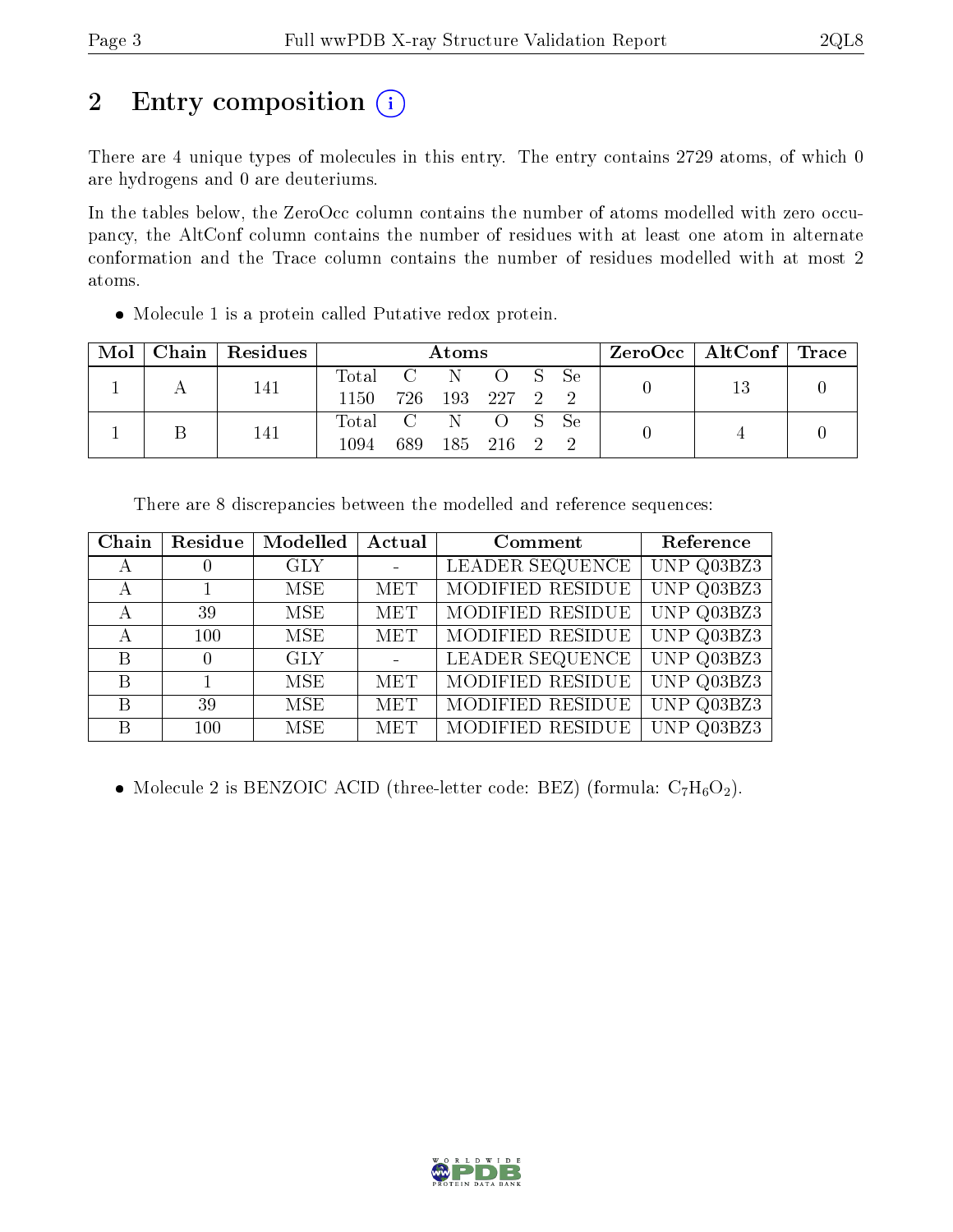# 2 Entry composition (i)

There are 4 unique types of molecules in this entry. The entry contains 2729 atoms, of which 0 are hydrogens and 0 are deuteriums.

In the tables below, the ZeroOcc column contains the number of atoms modelled with zero occupancy, the AltConf column contains the number of residues with at least one atom in alternate conformation and the Trace column contains the number of residues modelled with at most 2 atoms.

- Molecule 1 is a protein called Putative redox protein.

| Mol | Chain | Residues | Atoms | | | | | | ZeroOcc | AltConf | Trace |
|---|---|---|---|---|---|---|---|---|---|---|---|
| 1 | A | 141 | Total | C | N | O | S | Se | 0 | 13 | 0 |
| | | | 1150 | 726 | 193 | 227 | 2 | 2 | | | |
| 1 | B | 141 | Total | C | N | O | S | Se | 0 | 4 | 0 |
| | | | 1094 | 689 | 185 | 216 | 2 | 2 | | | |

There are 8 discrepancies between the modelled and reference sequences:

| Chain | Residue | Modelled | Actual | Comment | Reference |
|---|---|---|---|---|---|
| A | 0 | GLY | - | LEADER SEQUENCE | UNP Q03BZ3 |
| A | 1 | MSE | MET | MODIFIED RESIDUE | UNP Q03BZ3 |
| A | 39 | MSE | MET | MODIFIED RESIDUE | UNP Q03BZ3 |
| A | 100 | MSE | MET | MODIFIED RESIDUE | UNP Q03BZ3 |
| B | 0 | GLY | - | LEADER SEQUENCE | UNP Q03BZ3 |
| B | 1 | MSE | MET | MODIFIED RESIDUE | UNP Q03BZ3 |
| B | 39 | MSE | MET | MODIFIED RESIDUE | UNP Q03BZ3 |
| B | 100 | MSE | MET | MODIFIED RESIDUE | UNP Q03BZ3 |

- Molecule 2 is BENZOIC ACID (three-letter code: BEZ) (formula: $C_7H_6O_2$).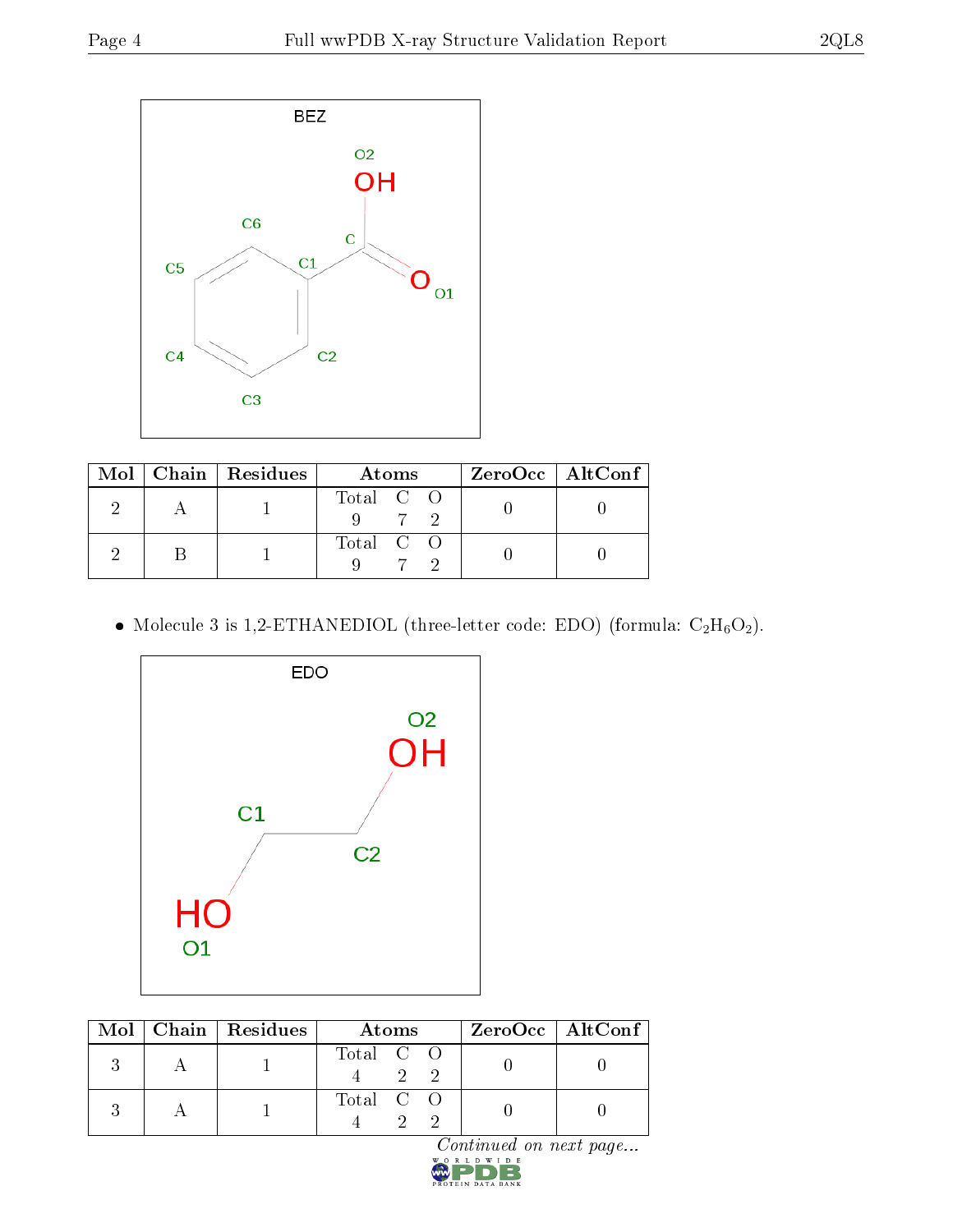BEZ

O2
OH
C6
C
C5
C1
O
O1
C4
C2
C3

| Mol | Chain | Residues | Atoms | | | ZeroOcc | AltConf |
|---|---|---|---|---|---|---|---|
| | | | Total | C | O | | |
| 2 | A | 1 | 9 | 7 | 2 | 0 | 0 |
| 2 | B | 1 | 9 | 7 | 2 | 0 | 0 |

- Molecule 3 is 1,2-ETHANEDIOL (three-letter code: EDO) (formula: $C_2H_6O_2$).

EDO

O2
OH
C1
C2
HO
O1

| Mol | Chain | Residues | Atoms | | | ZeroOcc | AltConf |
|---|---|---|---|---|---|---|---|
| | | | Total | C | O | | |
| 3 | A | 1 | 4 | 2 | 2 | 0 | 0 |
| 3 | A | 1 | 4 | 2 | 2 | 0 | 0 |

*Continued on next page...*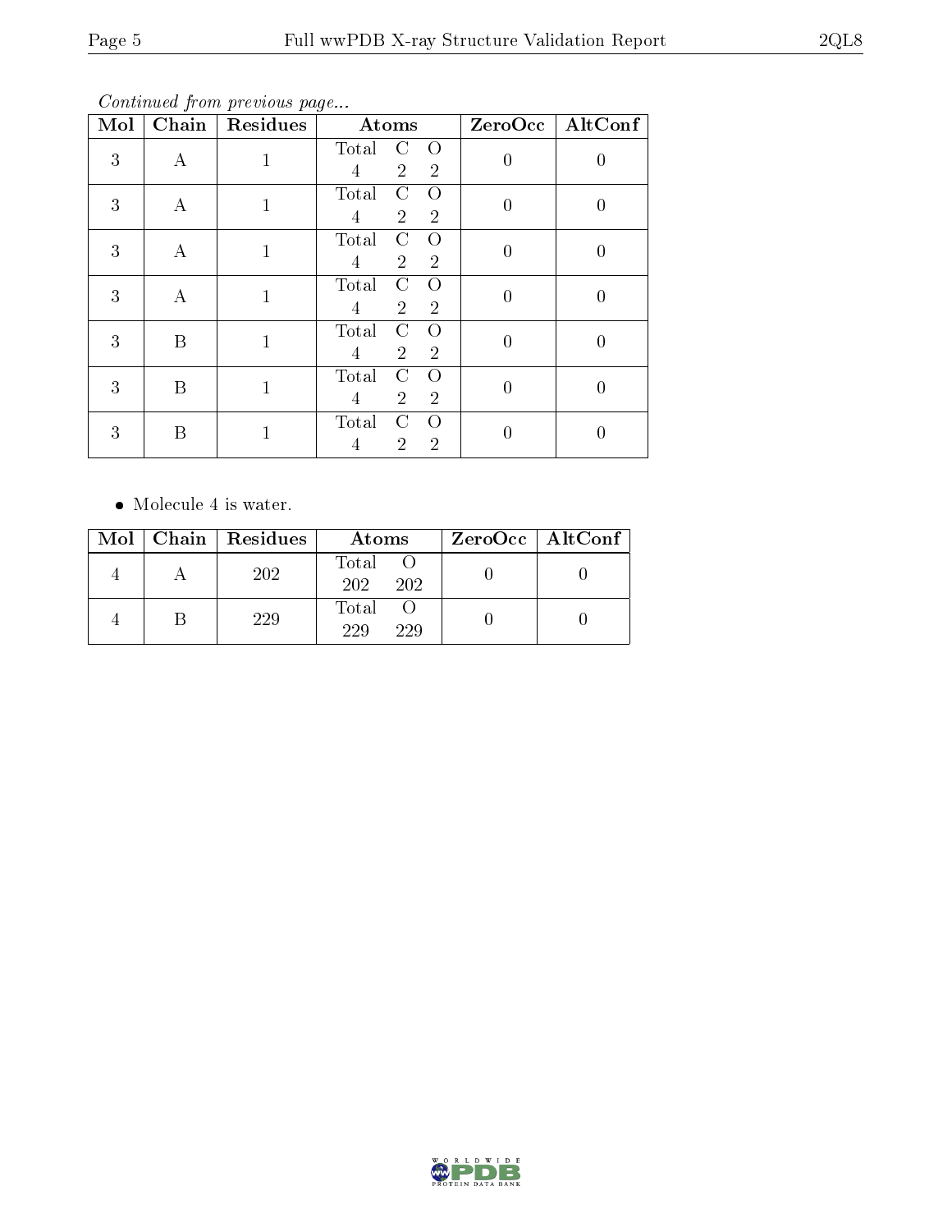*Continued from previous page...*

| Mol | Chain | Residues | Atoms | ZeroOcc | AltConf |
|---|---|---|---|---|---|
| 3 | A | 1 | Total C O<br>4 2 2 | 0 | 0 |
| 3 | A | 1 | Total C O<br>4 2 2 | 0 | 0 |
| 3 | A | 1 | Total C O<br>4 2 2 | 0 | 0 |
| 3 | A | 1 | Total C O<br>4 2 2 | 0 | 0 |
| 3 | B | 1 | Total C O<br>4 2 2 | 0 | 0 |
| 3 | B | 1 | Total C O<br>4 2 2 | 0 | 0 |
| 3 | B | 1 | Total C O<br>4 2 2 | 0 | 0 |

- Molecule 4 is water.

| Mol | Chain | Residues | Atoms | ZeroOcc | AltConf |
|---|---|---|---|---|---|
| 4 | A | 202 | Total O<br>202 202 | 0 | 0 |
| 4 | B | 229 | Total O<br>229 229 | 0 | 0 |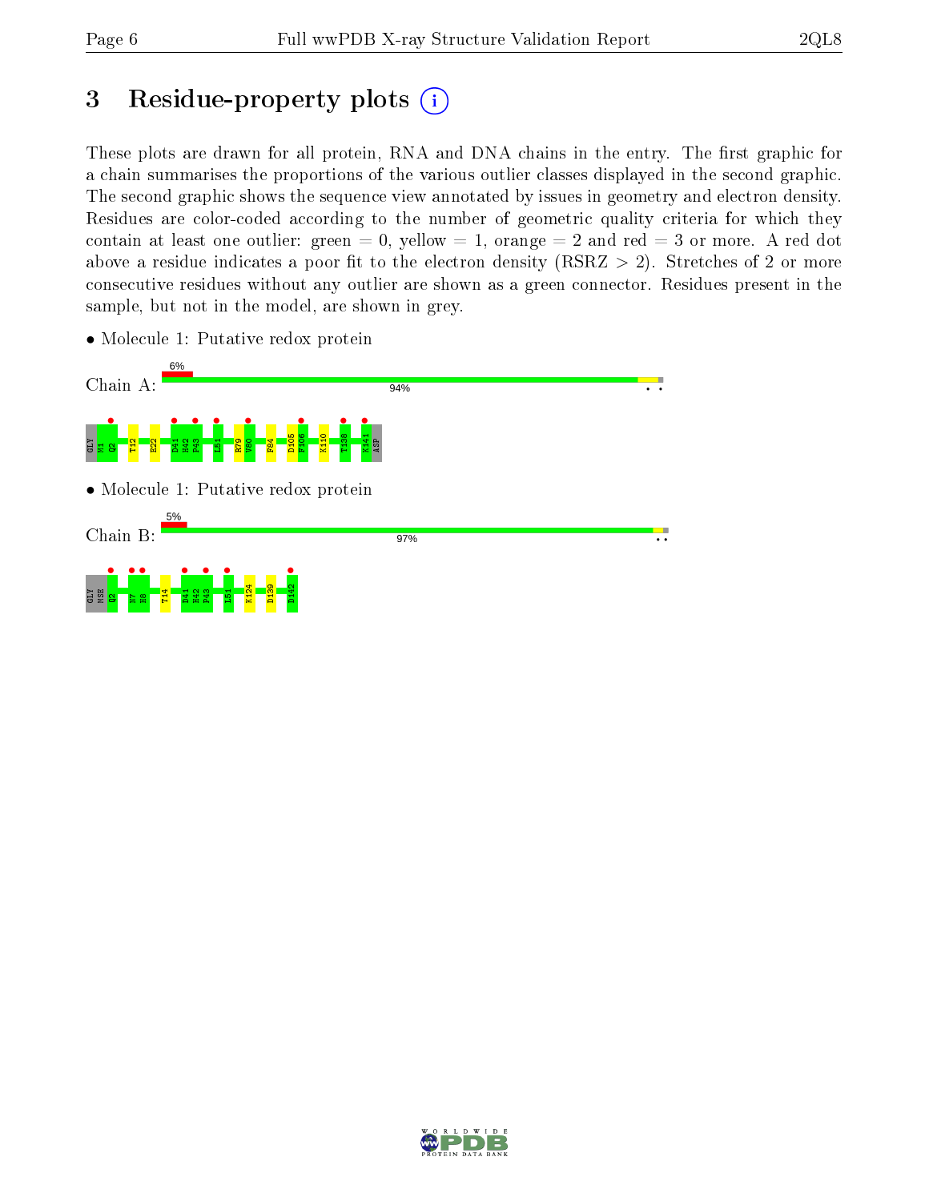# 3 Residue-property plots

These plots are drawn for all protein, RNA and DNA chains in the entry. The first graphic for a chain summarises the proportions of the various outlier classes displayed in the second graphic. The second graphic shows the sequence view annotated by issues in geometry and electron density. Residues are color-coded according to the number of geometric quality criteria for which they contain at least one outlier: green = 0, yellow = 1, orange = 2 and red = 3 or more. A red dot above a residue indicates a poor fit to the electron density (RSRZ > 2). Stretches of 2 or more consecutive residues without any outlier are shown as a green connector. Residues present in the sample, but not in the model, are shown in grey.

- Molecule 1: Putative redox protein

Chain A:

6%

94%

GLY M1 Q2 T12 E22 D41 H42 P43 L51 R79 V80 F84 D105 F106 K110 T138 K141 ASP

- Molecule 1: Putative redox protein

Chain B:

5%

97%

GLY MSE Q2 N7 H8 T14 D41 H42 P43 L51 K124 D139 D142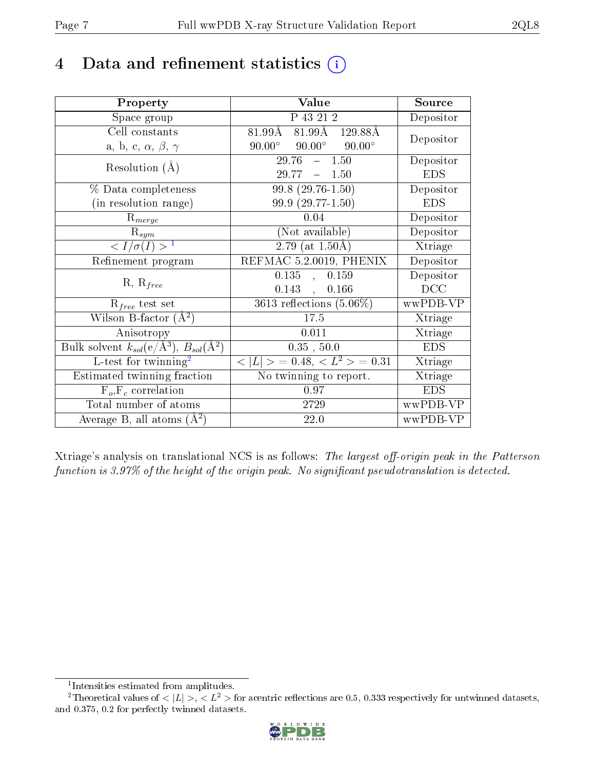# 4 Data and refinement statistics (i)

| Property | Value | Source |
|---|---|---|
| Space group | P 43 21 2 | Depositor |
| Cell constants<br>a, b, c, $\alpha$, $\beta$, $\gamma$ | 81.99Å 81.99Å 129.88Å<br>90.00° 90.00° 90.00° | Depositor |
| Resolution (Å) | 29.76 – 1.50<br>29.77 – 1.50 | Depositor<br>EDS |
| % Data completeness<br>(in resolution range) | 99.8 (29.76-1.50)<br>99.9 (29.77-1.50) | Depositor<br>EDS |
| $R_{merge}$ | 0.04 | Depositor |
| $R_{sym}$ | (Not available) | Depositor |
| $< I/\sigma(I) >$ [1] | 2.79 (at 1.50Å) | Xtriage |
| Refinement program | REFMAC 5.2.0019, PHENIX | Depositor |
| R, $R_{free}$ | 0.135 , 0.159<br>0.143 , 0.166 | Depositor<br>DCC |
| $R_{free}$ test set | 3613 reflections (5.06%) | wwPDB-VP |
| Wilson B-factor (Å$^2$) | 17.5 | Xtriage |
| Anisotropy | 0.011 | Xtriage |
| Bulk solvent $k_{sol}$(e/Å$^3$), $B_{sol}$(Å$^2$) | 0.35 , 50.0 | EDS |
| L-test for twinning[2] | $< \vert L \vert >$ = 0.48, $< L^2 >$ = 0.31 | Xtriage |
| Estimated twinning fraction | No twinning to report. | Xtriage |
| $F_o$,$F_c$ correlation | 0.97 | EDS |
| Total number of atoms | 2729 | wwPDB-VP |
| Average B, all atoms (Å$^2$) | 22.0 | wwPDB-VP |

Xtriage's analysis on translational NCS is as follows: *The largest off-origin peak in the Patterson function is 3.97% of the height of the origin peak. No significant pseudotranslation is detected.*

[1] Intensities estimated from amplitudes.

[2] Theoretical values of $< |L| >$, $< L^2 >$ for acentric reflections are 0.5, 0.333 respectively for untwinned datasets, and 0.375, 0.2 for perfectly twinned datasets.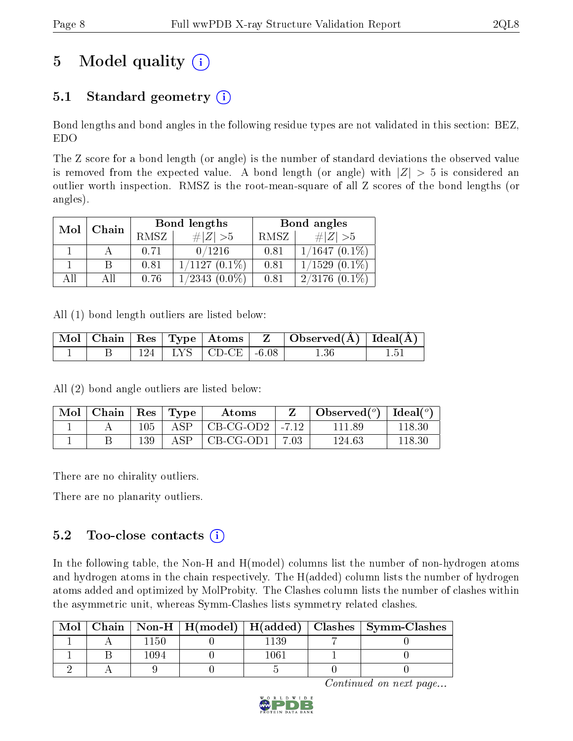# 5 Model quality

## 5.1 Standard geometry

Bond lengths and bond angles in the following residue types are not validated in this section: BEZ, EDO

The Z score for a bond length (or angle) is the number of standard deviations the observed value is removed from the expected value. A bond length (or angle) with $|Z| > 5$ is considered an outlier worth inspection. RMSZ is the root-mean-square of all Z scores of the bond lengths (or angles).

| Mol | Chain | Bond lengths | | Bond angles | |
|---|---|---|---|---|---|
| | | RMSZ | #$\|Z\|$ >5 | RMSZ | #$\|Z\|$ >5 |
| 1 | A | 0.71 | 0/1216 | 0.81 | 1/1647 (0.1%) |
| 1 | B | 0.81 | 1/1127 (0.1%) | 0.81 | 1/1529 (0.1%) |
| All | All | 0.76 | 1/2343 (0.0%) | 0.81 | 2/3176 (0.1%) |

All (1) bond length outliers are listed below:

| Mol | Chain | Res | Type | Atoms | Z | Observed(Å) | Ideal(Å) |
|---|---|---|---|---|---|---|---|
| 1 | B | 124 | LYS | CD-CE | -6.08 | 1.36 | 1.51 |

All (2) bond angle outliers are listed below:

| Mol | Chain | Res | Type | Atoms | Z | Observed($^o$) | Ideal($^o$) |
|---|---|---|---|---|---|---|---|
| 1 | A | 105 | ASP | CB-CG-OD2 | -7.12 | 111.89 | 118.30 |
| 1 | B | 139 | ASP | CB-CG-OD1 | 7.03 | 124.63 | 118.30 |

There are no chirality outliers.

There are no planarity outliers.

## 5.2 Too-close contacts

In the following table, the Non-H and H(model) columns list the number of non-hydrogen atoms and hydrogen atoms in the chain respectively. The H(added) column lists the number of hydrogen atoms added and optimized by MolProbity. The Clashes column lists the number of clashes within the asymmetric unit, whereas Symm-Clashes lists symmetry related clashes.

| Mol | Chain | Non-H | H(model) | H(added) | Clashes | Symm-Clashes |
|---|---|---|---|---|---|---|
| 1 | A | 1150 | 0 | 1139 | 7 | 0 |
| 1 | B | 1094 | 0 | 1061 | 1 | 0 |
| 2 | A | 9 | 0 | 5 | 0 | 0 |

*Continued on next page...*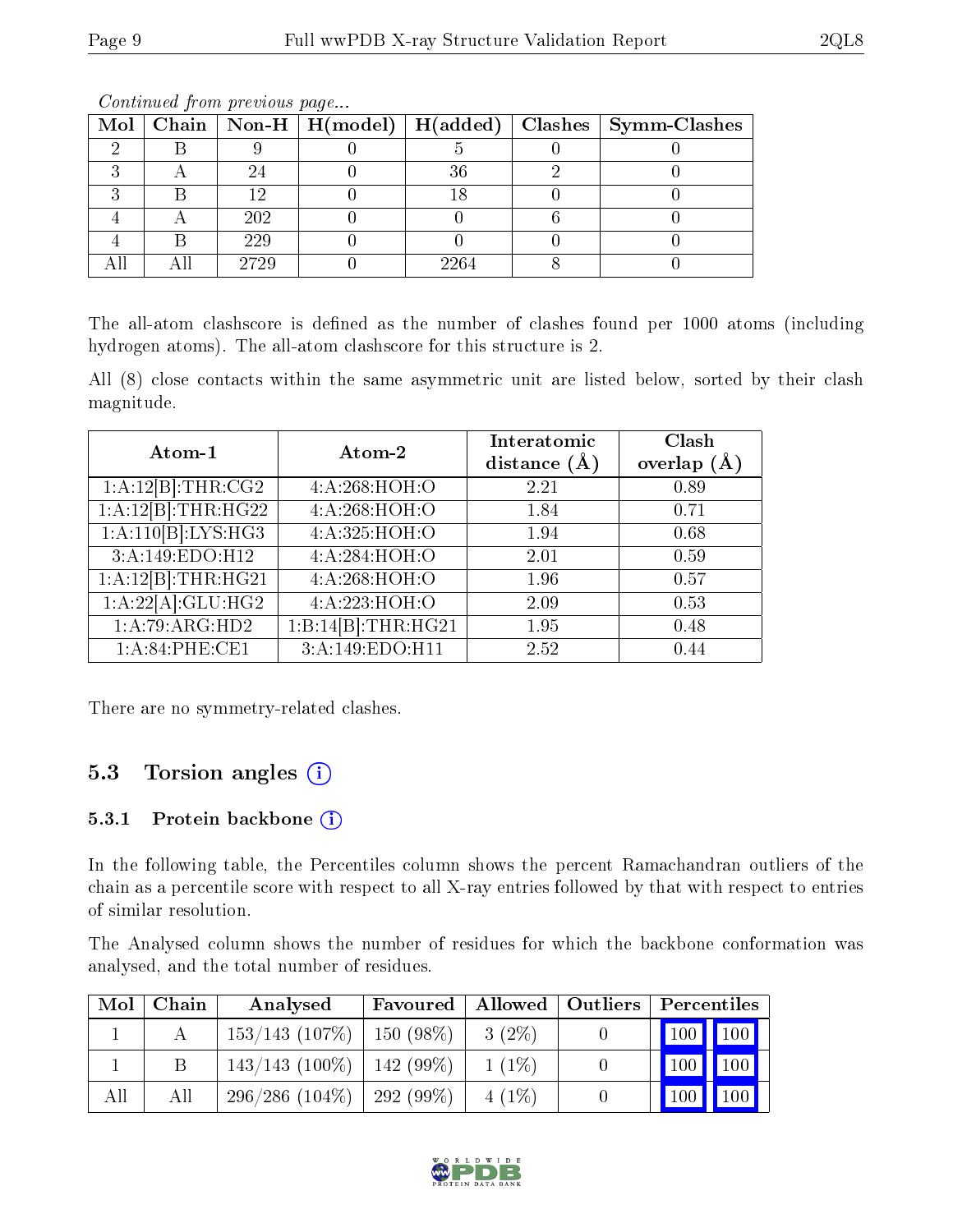*Continued from previous page...*

| Mol | Chain | Non-H | H(model) | H(added) | Clashes | Symm-Clashes |
|---|---|---|---|---|---|---|
| 2 | B | 9 | 0 | 5 | 0 | 0 |
| 3 | A | 24 | 0 | 36 | 2 | 0 |
| 3 | B | 12 | 0 | 18 | 0 | 0 |
| 4 | A | 202 | 0 | 0 | 6 | 0 |
| 4 | B | 229 | 0 | 0 | 0 | 0 |
| All | All | 2729 | 0 | 2264 | 8 | 0 |

The all-atom clashscore is defined as the number of clashes found per 1000 atoms (including hydrogen atoms). The all-atom clashscore for this structure is 2.

All (8) close contacts within the same asymmetric unit are listed below, sorted by their clash magnitude.

| Atom-1 | Atom-2 | Interatomic distance (Å) | Clash overlap (Å) |
|---|---|---|---|
| 1:A:12[B]:THR:CG2 | 4:A:268:HOH:O | 2.21 | 0.89 |
| 1:A:12[B]:THR:HG22 | 4:A:268:HOH:O | 1.84 | 0.71 |
| 1:A:110[B]:LYS:HG3 | 4:A:325:HOH:O | 1.94 | 0.68 |
| 3:A:149:EDO:H12 | 4:A:284:HOH:O | 2.01 | 0.59 |
| 1:A:12[B]:THR:HG21 | 4:A:268:HOH:O | 1.96 | 0.57 |
| 1:A:22[A]:GLU:HG2 | 4:A:223:HOH:O | 2.09 | 0.53 |
| 1:A:79:ARG:HD2 | 1:B:14[B]:THR:HG21 | 1.95 | 0.48 |
| 1:A:84:PHE:CE1 | 3:A:149:EDO:H11 | 2.52 | 0.44 |

There are no symmetry-related clashes.

## 5.3 Torsion angles

### 5.3.1 Protein backbone

In the following table, the Percentiles column shows the percent Ramachandran outliers of the chain as a percentile score with respect to all X-ray entries followed by that with respect to entries of similar resolution.

The Analysed column shows the number of residues for which the backbone conformation was analysed, and the total number of residues.

| Mol | Chain | Analysed | Favoured | Allowed | Outliers | Percentiles | |
|---|---|---|---|---|---|---|---|
| 1 | A | 153/143 (107%) | 150 (98%) | 3 (2%) | 0 | 100 | 100 |
| 1 | B | 143/143 (100%) | 142 (99%) | 1 (1%) | 0 | 100 | 100 |
| All | All | 296/286 (104%) | 292 (99%) | 4 (1%) | 0 | 100 | 100 |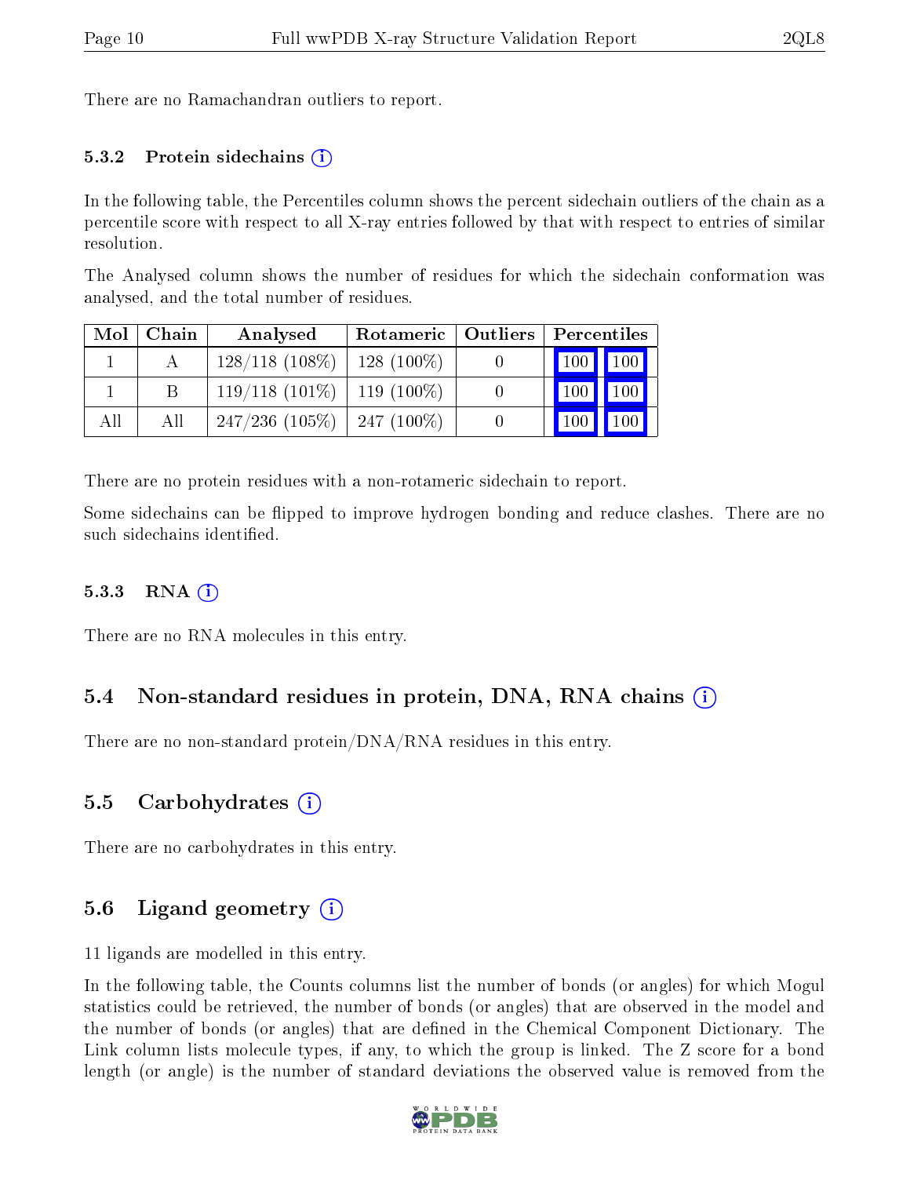There are no Ramachandran outliers to report.

### 5.3.2 Protein sidechains

In the following table, the Percentiles column shows the percent sidechain outliers of the chain as a percentile score with respect to all X-ray entries followed by that with respect to entries of similar resolution.

The Analysed column shows the number of residues for which the sidechain conformation was analysed, and the total number of residues.

| Mol | Chain | Analysed | Rotameric | Outliers | Percentiles | |
|---|---|---|---|---|---|---|
| 1 | A | 128/118 (108%) | 128 (100%) | 0 | 100 | 100 |
| 1 | B | 119/118 (101%) | 119 (100%) | 0 | 100 | 100 |
| All | All | 247/236 (105%) | 247 (100%) | 0 | 100 | 100 |

There are no protein residues with a non-rotameric sidechain to report.

Some sidechains can be flipped to improve hydrogen bonding and reduce clashes. There are no such sidechains identified.

### 5.3.3 RNA

There are no RNA molecules in this entry.

## 5.4 Non-standard residues in protein, DNA, RNA chains

There are no non-standard protein/DNA/RNA residues in this entry.

## 5.5 Carbohydrates

There are no carbohydrates in this entry.

## 5.6 Ligand geometry

11 ligands are modelled in this entry.

In the following table, the Counts columns list the number of bonds (or angles) for which Mogul statistics could be retrieved, the number of bonds (or angles) that are observed in the model and the number of bonds (or angles) that are defined in the Chemical Component Dictionary. The Link column lists molecule types, if any, to which the group is linked. The Z score for a bond length (or angle) is the number of standard deviations the observed value is removed from the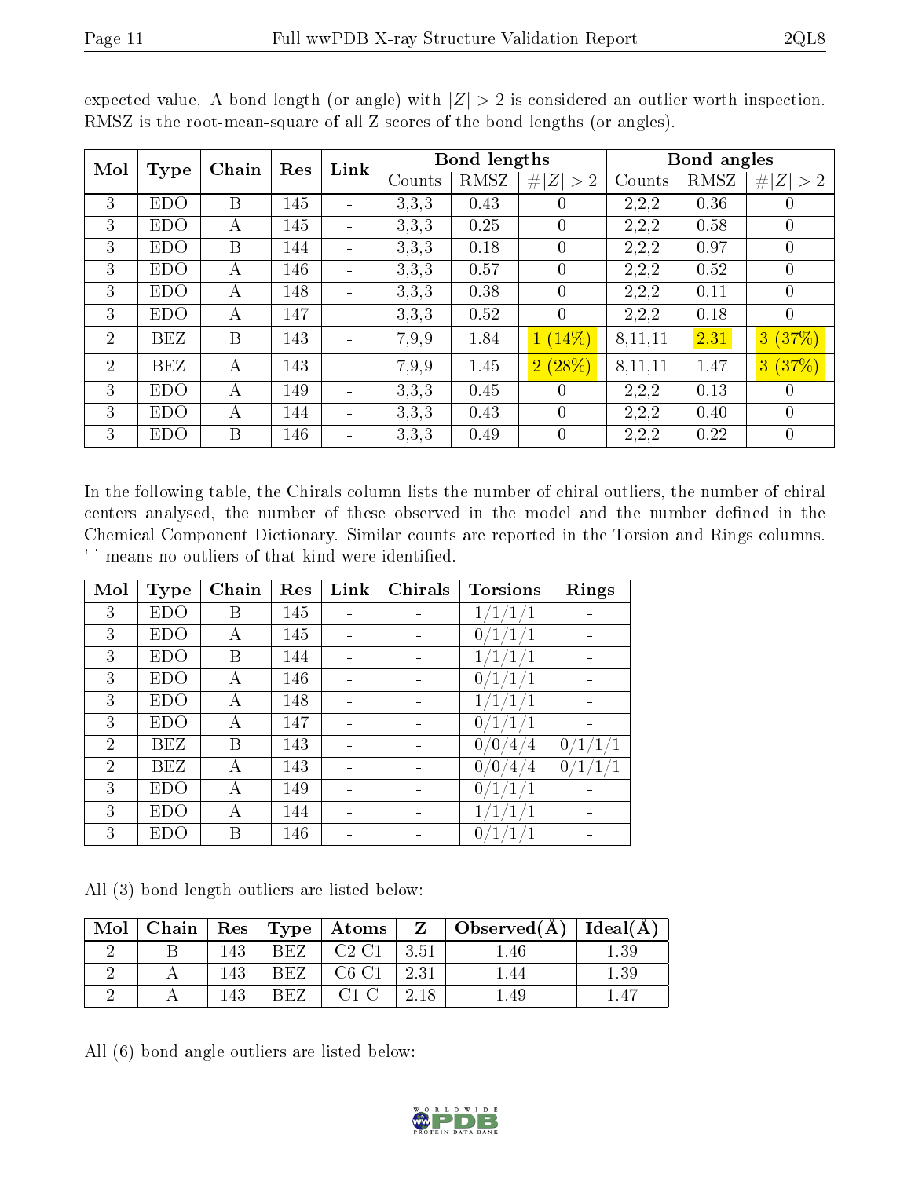expected value. A bond length (or angle) with $|Z| > 2$ is considered an outlier worth inspection. RMSZ is the root-mean-square of all Z scores of the bond lengths (or angles).

| Mol | Type | Chain | Res | Link | Bond lengths | | | Bond angles | | |
|---|---|---|---|---|---|---|---|---|---|---|
| | | | | | Counts | RMSZ | $\#\|Z\| > 2$ | Counts | RMSZ | $\#\|Z\| > 2$ |
| 3 | EDO | B | 145 | - | 3,3,3 | 0.43 | 0 | 2,2,2 | 0.36 | 0 |
| 3 | EDO | A | 145 | - | 3,3,3 | 0.25 | 0 | 2,2,2 | 0.58 | 0 |
| 3 | EDO | B | 144 | - | 3,3,3 | 0.18 | 0 | 2,2,2 | 0.97 | 0 |
| 3 | EDO | A | 146 | - | 3,3,3 | 0.57 | 0 | 2,2,2 | 0.52 | 0 |
| 3 | EDO | A | 148 | - | 3,3,3 | 0.38 | 0 | 2,2,2 | 0.11 | 0 |
| 3 | EDO | A | 147 | - | 3,3,3 | 0.52 | 0 | 2,2,2 | 0.18 | 0 |
| 2 | BEZ | B | 143 | - | 7,9,9 | 1.84 | 1 (14%) | 8,11,11 | 2.31 | 3 (37%) |
| 2 | BEZ | A | 143 | - | 7,9,9 | 1.45 | 2 (28%) | 8,11,11 | 1.47 | 3 (37%) |
| 3 | EDO | A | 149 | - | 3,3,3 | 0.45 | 0 | 2,2,2 | 0.13 | 0 |
| 3 | EDO | A | 144 | - | 3,3,3 | 0.43 | 0 | 2,2,2 | 0.40 | 0 |
| 3 | EDO | B | 146 | - | 3,3,3 | 0.49 | 0 | 2,2,2 | 0.22 | 0 |

In the following table, the Chirals column lists the number of chiral outliers, the number of chiral centers analysed, the number of these observed in the model and the number defined in the Chemical Component Dictionary. Similar counts are reported in the Torsion and Rings columns. '-' means no outliers of that kind were identified.

| Mol | Type | Chain | Res | Link | Chirals | Torsions | Rings |
|---|---|---|---|---|---|---|---|
| 3 | EDO | B | 145 | - | - | 1/1/1/1 | - |
| 3 | EDO | A | 145 | - | - | 0/1/1/1 | - |
| 3 | EDO | B | 144 | - | - | 1/1/1/1 | - |
| 3 | EDO | A | 146 | - | - | 0/1/1/1 | - |
| 3 | EDO | A | 148 | - | - | 1/1/1/1 | - |
| 3 | EDO | A | 147 | - | - | 0/1/1/1 | - |
| 2 | BEZ | B | 143 | - | - | 0/0/4/4 | 0/1/1/1 |
| 2 | BEZ | A | 143 | - | - | 0/0/4/4 | 0/1/1/1 |
| 3 | EDO | A | 149 | - | - | 0/1/1/1 | - |
| 3 | EDO | A | 144 | - | - | 1/1/1/1 | - |
| 3 | EDO | B | 146 | - | - | 0/1/1/1 | - |

All (3) bond length outliers are listed below:

| Mol | Chain | Res | Type | Atoms | Z | Observed(Å) | Ideal(Å) |
|---|---|---|---|---|---|---|---|
| 2 | B | 143 | BEZ | C2-C1 | 3.51 | 1.46 | 1.39 |
| 2 | A | 143 | BEZ | C6-C1 | 2.31 | 1.44 | 1.39 |
| 2 | A | 143 | BEZ | C1-C | 2.18 | 1.49 | 1.47 |

All (6) bond angle outliers are listed below: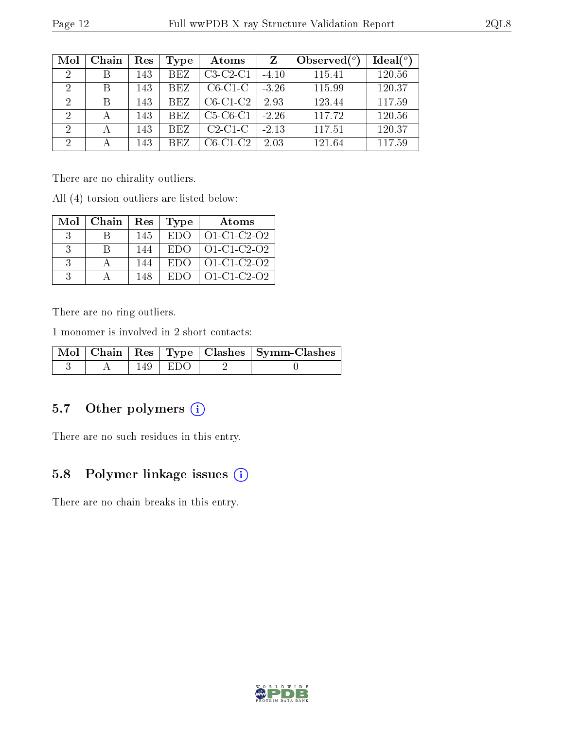| Mol | Chain | Res | Type | Atoms | Z | Observed(°) | Ideal(°) |
|---|---|---|---|---|---|---|---|
| 2 | B | 143 | BEZ | C3-C2-C1 | -4.10 | 115.41 | 120.56 |
| 2 | B | 143 | BEZ | C6-C1-C | -3.26 | 115.99 | 120.37 |
| 2 | B | 143 | BEZ | C6-C1-C2 | 2.93 | 123.44 | 117.59 |
| 2 | A | 143 | BEZ | C5-C6-C1 | -2.26 | 117.72 | 120.56 |
| 2 | A | 143 | BEZ | C2-C1-C | -2.13 | 117.51 | 120.37 |
| 2 | A | 143 | BEZ | C6-C1-C2 | 2.03 | 121.64 | 117.59 |

There are no chirality outliers.

All (4) torsion outliers are listed below:

| Mol | Chain | Res | Type | Atoms |
|---|---|---|---|---|
| 3 | B | 145 | EDO | O1-C1-C2-O2 |
| 3 | B | 144 | EDO | O1-C1-C2-O2 |
| 3 | A | 144 | EDO | O1-C1-C2-O2 |
| 3 | A | 148 | EDO | O1-C1-C2-O2 |

There are no ring outliers.

1 monomer is involved in 2 short contacts:

| Mol | Chain | Res | Type | Clashes | Symm-Clashes |
|---|---|---|---|---|---|
| 3 | A | 149 | EDO | 2 | 0 |

## 5.7 Other polymers

There are no such residues in this entry.

## 5.8 Polymer linkage issues

There are no chain breaks in this entry.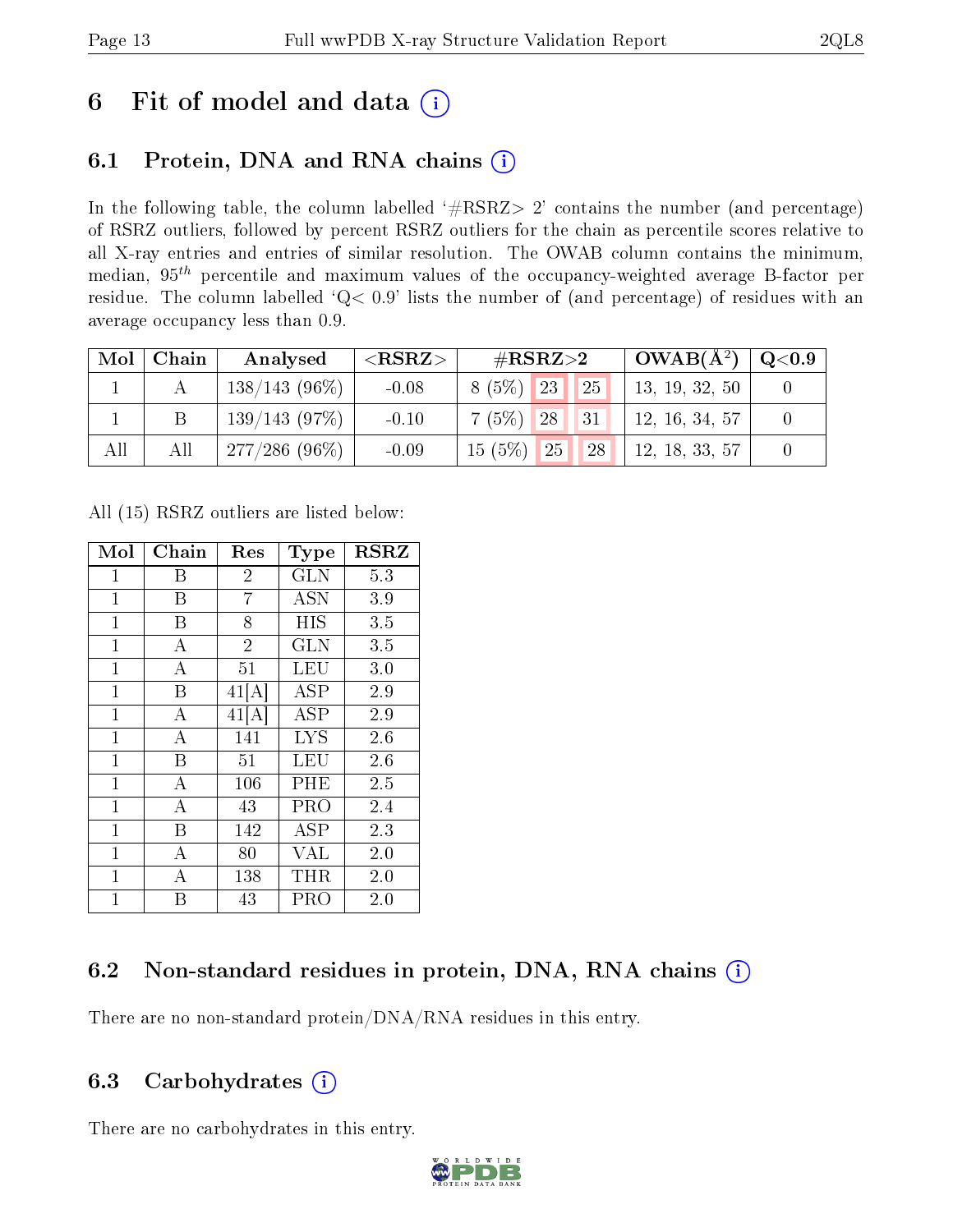# 6 Fit of model and data (i)

## 6.1 Protein, DNA and RNA chains (i)

In the following table, the column labelled '#RSRZ> 2' contains the number (and percentage) of RSRZ outliers, followed by percent RSRZ outliers for the chain as percentile scores relative to all X-ray entries and entries of similar resolution. The OWAB column contains the minimum, median, $95^{th}$ percentile and maximum values of the occupancy-weighted average B-factor per residue. The column labelled 'Q< 0.9' lists the number of (and percentage) of residues with an average occupancy less than 0.9.

| Mol | Chain | Analysed | <RSRZ> | #RSRZ>2 | | | OWAB(Å$^2$) | Q<0.9 |
|---|---|---|---|---|---|---|---|---|
| 1 | A | 138/143 (96%) | -0.08 | 8 (5%) | 23 | 25 | 13, 19, 32, 50 | 0 |
| 1 | B | 139/143 (97%) | -0.10 | 7 (5%) | 28 | 31 | 12, 16, 34, 57 | 0 |
| All | All | 277/286 (96%) | -0.09 | 15 (5%) | 25 | 28 | 12, 18, 33, 57 | 0 |

All (15) RSRZ outliers are listed below:

| Mol | Chain | Res | Type | RSRZ |
|---|---|---|---|---|
| 1 | B | 2 | GLN | 5.3 |
| 1 | B | 7 | ASN | 3.9 |
| 1 | B | 8 | HIS | 3.5 |
| 1 | A | 2 | GLN | 3.5 |
| 1 | A | 51 | LEU | 3.0 |
| 1 | B | 41[A] | ASP | 2.9 |
| 1 | A | 41[A] | ASP | 2.9 |
| 1 | A | 141 | LYS | 2.6 |
| 1 | B | 51 | LEU | 2.6 |
| 1 | A | 106 | PHE | 2.5 |
| 1 | A | 43 | PRO | 2.4 |
| 1 | B | 142 | ASP | 2.3 |
| 1 | A | 80 | VAL | 2.0 |
| 1 | A | 138 | THR | 2.0 |
| 1 | B | 43 | PRO | 2.0 |

## 6.2 Non-standard residues in protein, DNA, RNA chains (i)

There are no non-standard protein/DNA/RNA residues in this entry.

## 6.3 Carbohydrates (i)

There are no carbohydrates in this entry.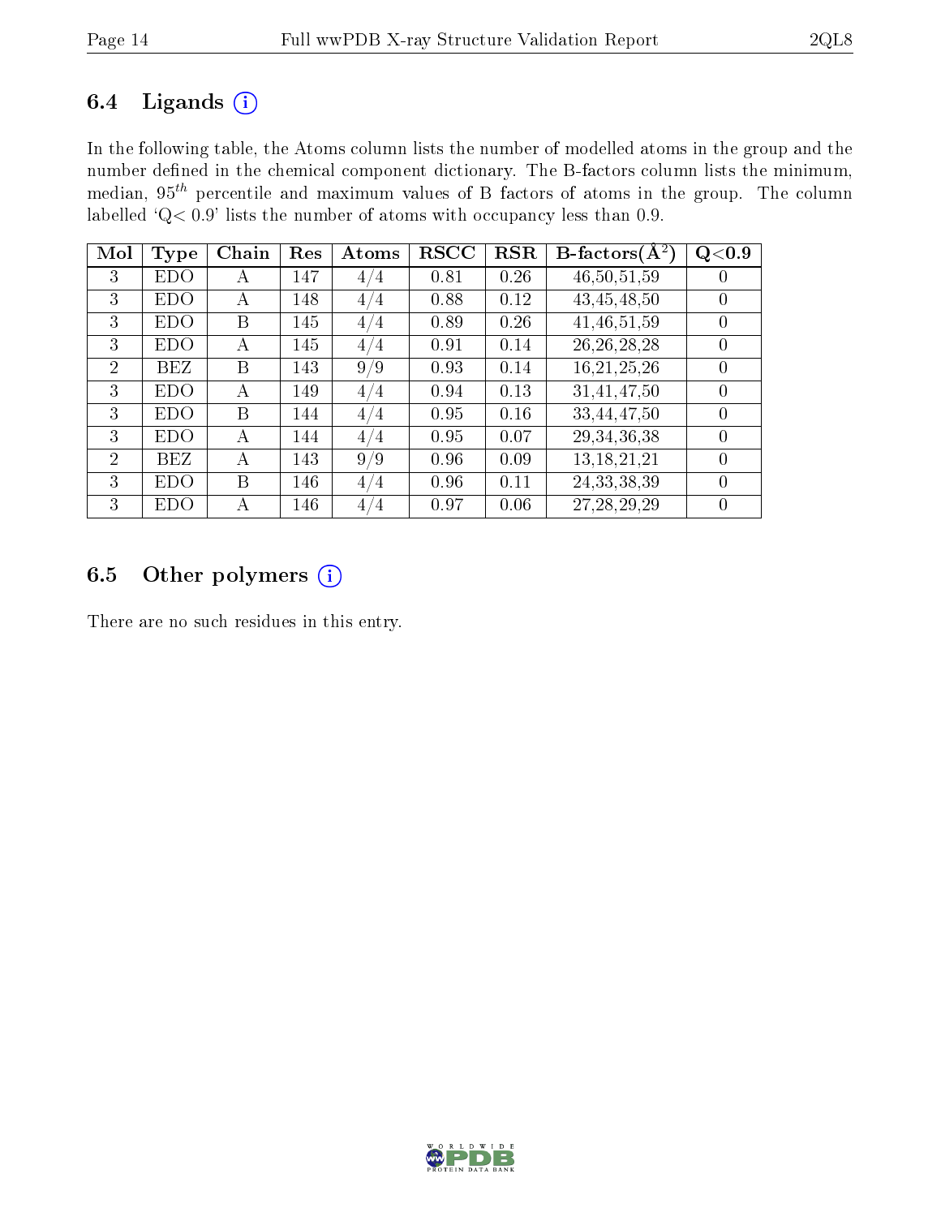## 6.4 Ligands (i)

In the following table, the Atoms column lists the number of modelled atoms in the group and the number defined in the chemical component dictionary. The B-factors column lists the minimum, median, $95^{th}$ percentile and maximum values of B factors of atoms in the group. The column labelled 'Q< 0.9' lists the number of atoms with occupancy less than 0.9.

| Mol | Type | Chain | Res | Atoms | RSCC | RSR | B-factors($\AA^2$) | Q<0.9 |
|---|---|---|---|---|---|---|---|---|
| 3 | EDO | A | 147 | 4/4 | 0.81 | 0.26 | 46,50,51,59 | 0 |
| 3 | EDO | A | 148 | 4/4 | 0.88 | 0.12 | 43,45,48,50 | 0 |
| 3 | EDO | B | 145 | 4/4 | 0.89 | 0.26 | 41,46,51,59 | 0 |
| 3 | EDO | A | 145 | 4/4 | 0.91 | 0.14 | 26,26,28,28 | 0 |
| 2 | BEZ | B | 143 | 9/9 | 0.93 | 0.14 | 16,21,25,26 | 0 |
| 3 | EDO | A | 149 | 4/4 | 0.94 | 0.13 | 31,41,47,50 | 0 |
| 3 | EDO | B | 144 | 4/4 | 0.95 | 0.16 | 33,44,47,50 | 0 |
| 3 | EDO | A | 144 | 4/4 | 0.95 | 0.07 | 29,34,36,38 | 0 |
| 2 | BEZ | A | 143 | 9/9 | 0.96 | 0.09 | 13,18,21,21 | 0 |
| 3 | EDO | B | 146 | 4/4 | 0.96 | 0.11 | 24,33,38,39 | 0 |
| 3 | EDO | A | 146 | 4/4 | 0.97 | 0.06 | 27,28,29,29 | 0 |

## 6.5 Other polymers (i)

There are no such residues in this entry.